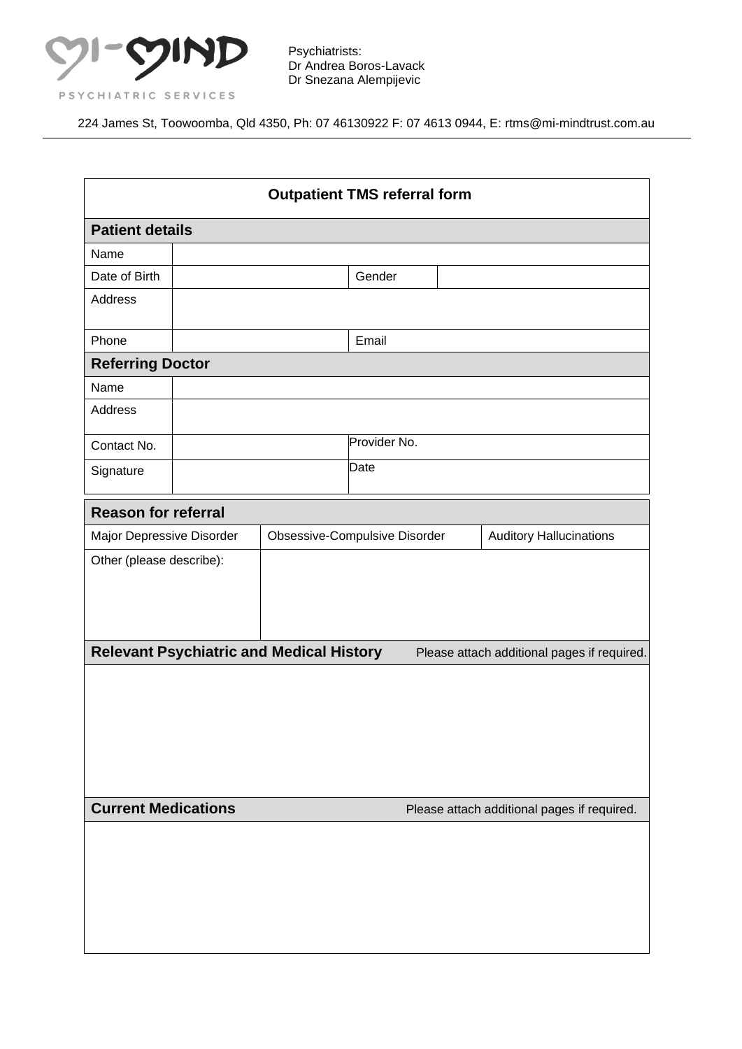MI-MIND

PSYCHIATRIC SERVICES

Psychiatrists:
Dr Andrea Boros-Lavack
Dr Snezana Alempijevic

224 James St, Toowoomba, Qld 4350, Ph: 07 46130922 F: 07 4613 0944, E: rtms@mi-mindtrust.com.au

# Outpatient TMS referral form

## Patient details

| Name | | | |
|---|---|---|---|
| Date of Birth | | Gender | |
| Address | | | |
| Phone | | Email | |

## Referring Doctor

| Name | | |
|---|---|---|
| Address | | |
| Contact No. | | Provider No. |
| Signature | | Date |

## Reason for referral

| Major Depressive Disorder | Obsessive-Compulsive Disorder | Auditory Hallucinations |
|---|---|---|
| Other (please describe): | | |

## Relevant Psychiatric and Medical History

Please attach additional pages if required.

## Current Medications

Please attach additional pages if required.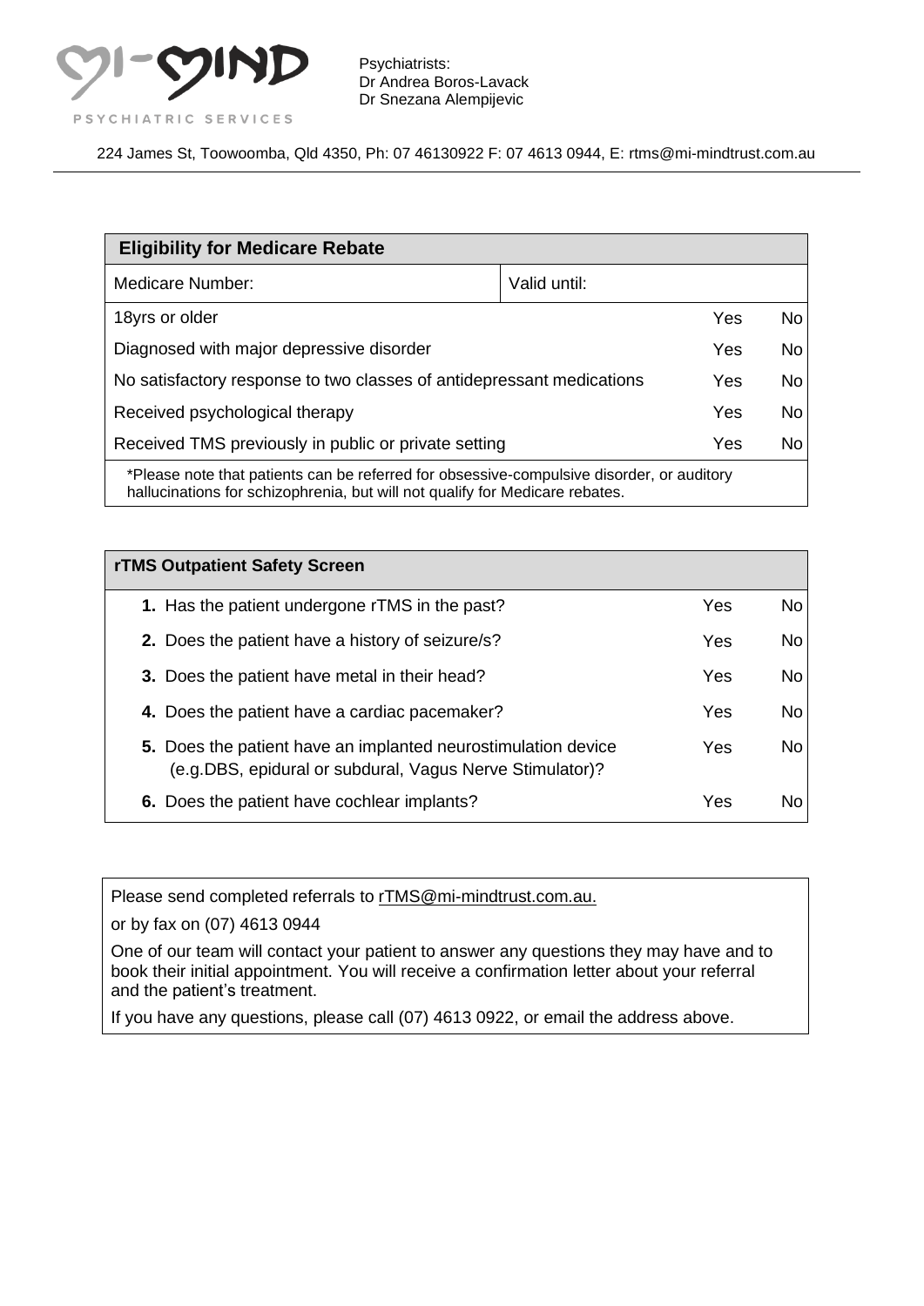Psychiatrists:
Dr Andrea Boros-Lavack
Dr Snezana Alempijevic

PSYCHIATRIC SERVICES

224 James St, Toowoomba, Qld 4350, Ph: 07 46130922 F: 07 4613 0944, E: rtms@mi-mindtrust.com.au

| **Eligibility for Medicare Rebate** | | | |
|---|---|---|---|
| Medicare Number: | Valid until: | | |
| 18yrs or older | | Yes | No |
| Diagnosed with major depressive disorder | | Yes | No |
| No satisfactory response to two classes of antidepressant medications | | Yes | No |
| Received psychological therapy | | Yes | No |
| Received TMS previously in public or private setting | | Yes | No |

*Please note that patients can be referred for obsessive-compulsive disorder, or auditory hallucinations for schizophrenia, but will not qualify for Medicare rebates.

| **rTMS Outpatient Safety Screen** | | |
|---|---|---|
| **1.** Has the patient undergone rTMS in the past? | Yes | No |
| **2.** Does the patient have a history of seizure/s? | Yes | No |
| **3.** Does the patient have metal in their head? | Yes | No |
| **4.** Does the patient have a cardiac pacemaker? | Yes | No |
| **5.** Does the patient have an implanted neurostimulation device (e.g.DBS, epidural or subdural, Vagus Nerve Stimulator)? | Yes | No |
| **6.** Does the patient have cochlear implants? | Yes | No |

Please send completed referrals to rTMS@mi-mindtrust.com.au.

or by fax on (07) 4613 0944

One of our team will contact your patient to answer any questions they may have and to book their initial appointment. You will receive a confirmation letter about your referral and the patient's treatment.

If you have any questions, please call (07) 4613 0922, or email the address above.